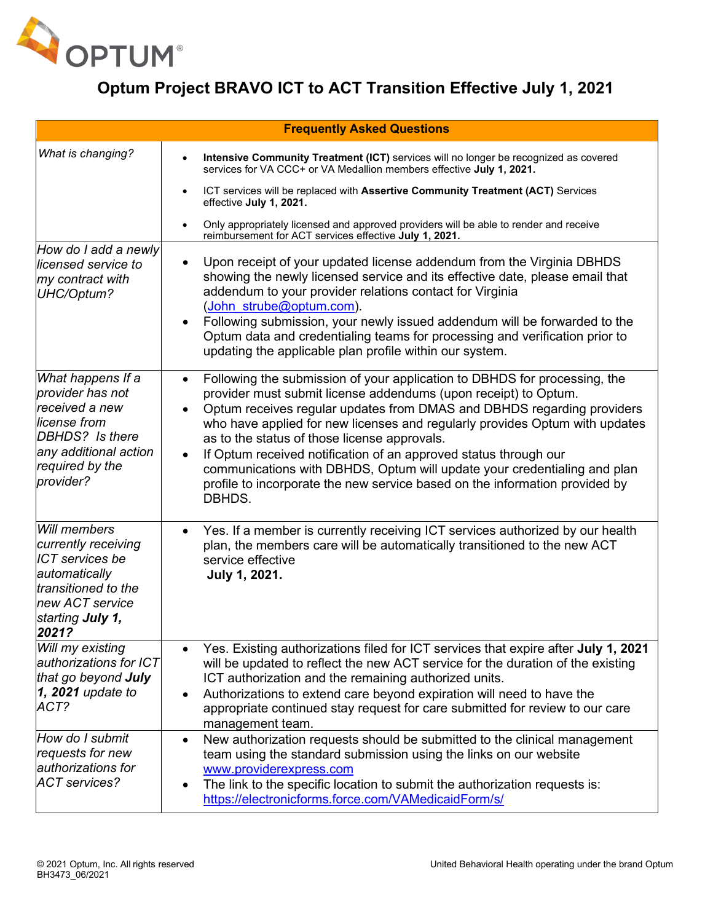OPTUM®

# Optum Project BRAVO ICT to ACT Transition Effective July 1, 2021

| **Frequently Asked Questions** | |
|---|---|
| *What is changing?* | • **Intensive Community Treatment (ICT)** services will no longer be recognized as covered services for VA CCC+ or VA Medallion members effective **July 1, 2021.**<br>• ICT services will be replaced with **Assertive Community Treatment (ACT)** Services effective **July 1, 2021.**<br>• Only appropriately licensed and approved providers will be able to render and receive reimbursement for ACT services effective **July 1, 2021.** |
| *How do I add a newly licensed service to my contract with UHC/Optum?* | • Upon receipt of your updated license addendum from the Virginia DBHDS showing the newly licensed service and its effective date, please email that addendum to your provider relations contact for Virginia (John_strube@optum.com).<br>• Following submission, your newly issued addendum will be forwarded to the Optum data and credentialing teams for processing and verification prior to updating the applicable plan profile within our system. |
| *What happens If a provider has not received a new license from DBHDS? Is there any additional action required by the provider?* | • Following the submission of your application to DBHDS for processing, the provider must submit license addendums (upon receipt) to Optum.<br>• Optum receives regular updates from DMAS and DBHDS regarding providers who have applied for new licenses and regularly provides Optum with updates as to the status of those license approvals.<br>• If Optum received notification of an approved status through our communications with DBHDS, Optum will update your credentialing and plan profile to incorporate the new service based on the information provided by DBHDS. |
| *Will members currently receiving ICT services be automatically transitioned to the new ACT service starting **July 1, 2021?*** | • Yes. If a member is currently receiving ICT services authorized by our health plan, the members care will be automatically transitioned to the new ACT service effective **July 1, 2021.** |
| *Will my existing authorizations for ICT that go beyond **July 1, 2021** update to ACT?* | • Yes. Existing authorizations filed for ICT services that expire after **July 1, 2021** will be updated to reflect the new ACT service for the duration of the existing ICT authorization and the remaining authorized units.<br>• Authorizations to extend care beyond expiration will need to have the appropriate continued stay request for care submitted for review to our care management team. |
| *How do I submit requests for new authorizations for ACT services?* | • New authorization requests should be submitted to the clinical management team using the standard submission using the links on our website www.providerexpress.com<br>• The link to the specific location to submit the authorization requests is: https://electronicforms.force.com/VAMedicaidForm/s/ |

© 2021 Optum, Inc. All rights reserved
BH3473_06/2021

United Behavioral Health operating under the brand Optum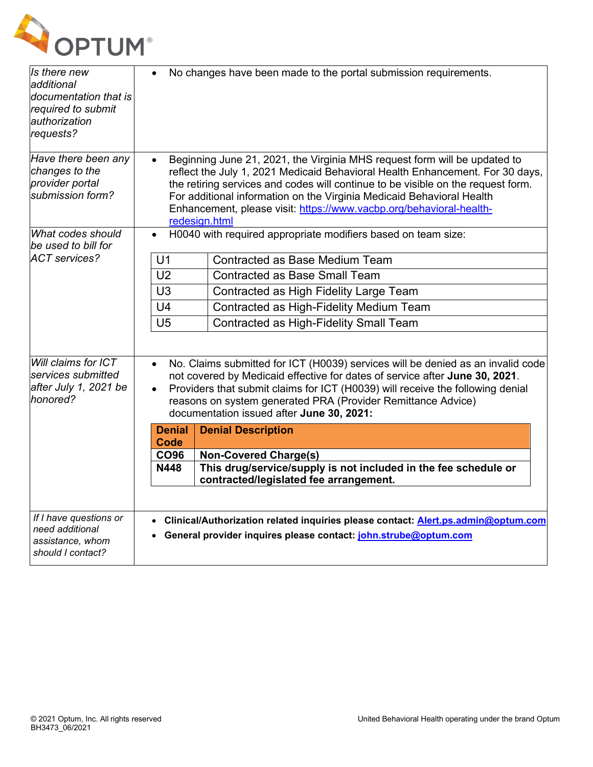| | |
|---|---|
| *Is there new additional documentation that is required to submit authorization requests?* | • No changes have been made to the portal submission requirements. |
| *Have there been any changes to the provider portal submission form?* | • Beginning June 21, 2021, the Virginia MHS request form will be updated to reflect the July 1, 2021 Medicaid Behavioral Health Enhancement. For 30 days, the retiring services and codes will continue to be visible on the request form. For additional information on the Virginia Medicaid Behavioral Health Enhancement, please visit: [https://www.vacbp.org/behavioral-health-redesign.html](https://www.vacbp.org/behavioral-health-redesign.html) |
| *What codes should be used to bill for ACT services?* | • H0040 with required appropriate modifiers based on team size:<br><br>U1 — Contracted as Base Medium Team<br>U2 — Contracted as Base Small Team<br>U3 — Contracted as High Fidelity Large Team<br>U4 — Contracted as High-Fidelity Medium Team<br>U5 — Contracted as High-Fidelity Small Team |
| *Will claims for ICT services submitted after July 1, 2021 be honored?* | • No. Claims submitted for ICT (H0039) services will be denied as an invalid code not covered by Medicaid effective for dates of service after **June 30, 2021**.<br>• Providers that submit claims for ICT (H0039) will receive the following denial reasons on system generated PRA (Provider Remittance Advice) documentation issued after **June 30, 2021:**<br><br>**Denial Code** — **Denial Description**<br>**CO96** — **Non-Covered Charge(s)**<br>**N448** — **This drug/service/supply is not included in the fee schedule or contracted/legislated fee arrangement.** |
| *If I have questions or need additional assistance, whom should I contact?* | • **Clinical/Authorization related inquiries please contact: [Alert.ps.admin@optum.com](mailto:Alert.ps.admin@optum.com)**<br>• **General provider inquires please contact: [john.strube@optum.com](mailto:john.strube@optum.com)** |

© 2021 Optum, Inc. All rights reserved
BH3473_06/2021

United Behavioral Health operating under the brand Optum